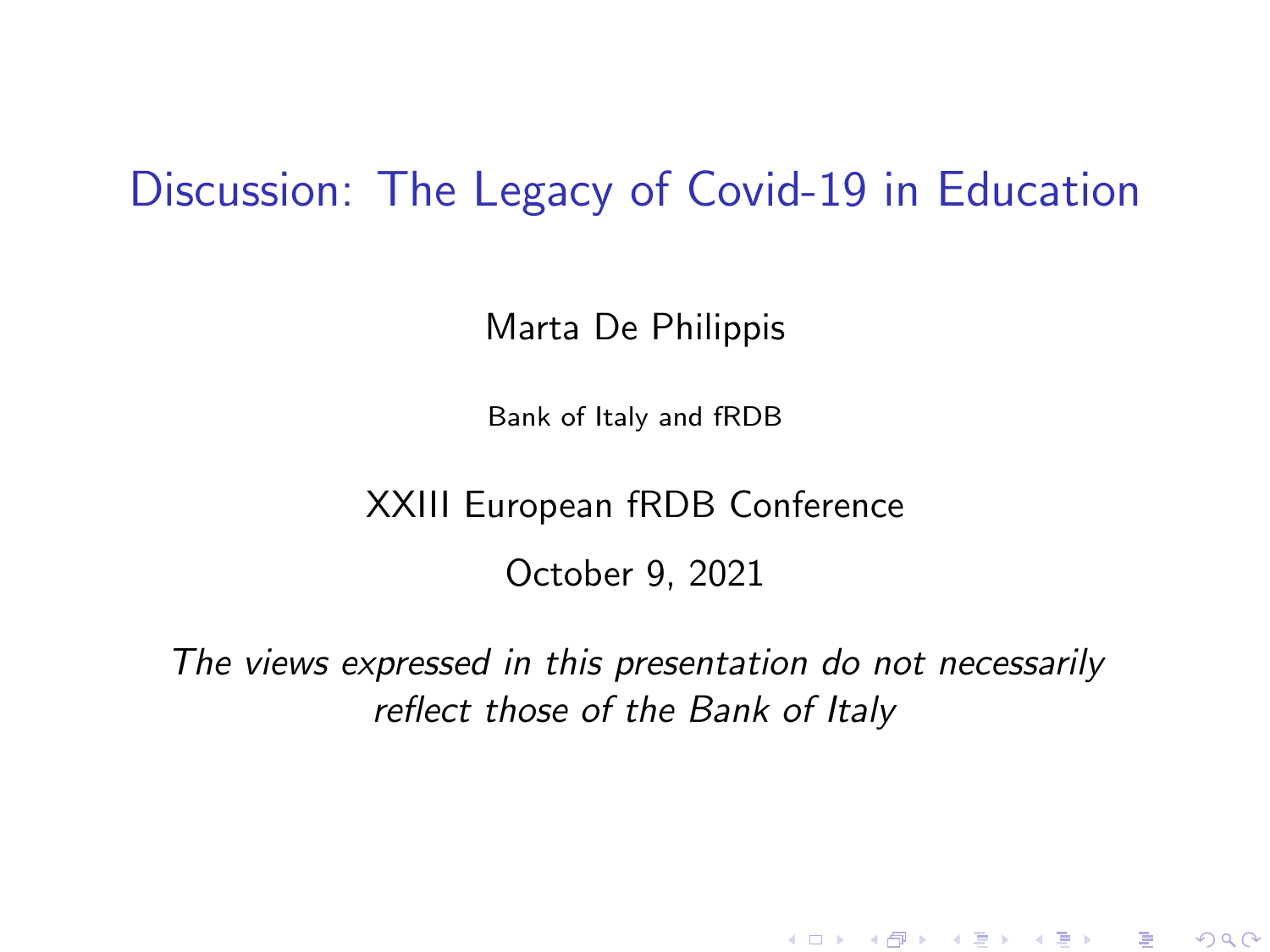# Discussion: The Legacy of Covid-19 in Education

Marta De Philippis

Bank of Italy and fRDB

XXIII European fRDB Conference

October 9, 2021

*The views expressed in this presentation do not necessarily reflect those of the Bank of Italy*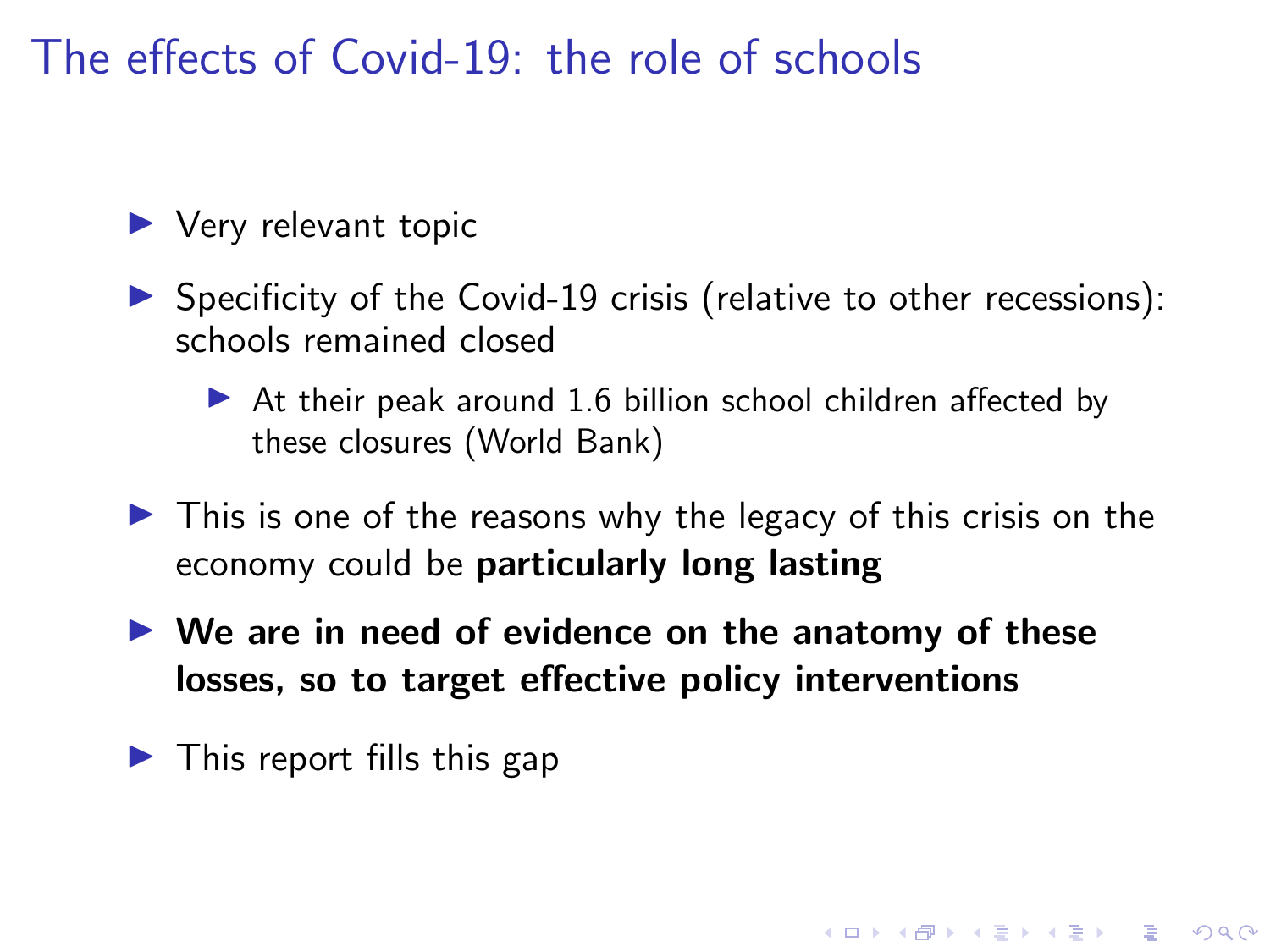# The effects of Covid-19: the role of schools

- Very relevant topic
- Specificity of the Covid-19 crisis (relative to other recessions): schools remained closed
  - At their peak around 1.6 billion school children affected by these closures (World Bank)
- This is one of the reasons why the legacy of this crisis on the economy could be **particularly long lasting**
- **We are in need of evidence on the anatomy of these losses, so to target effective policy interventions**
- This report fills this gap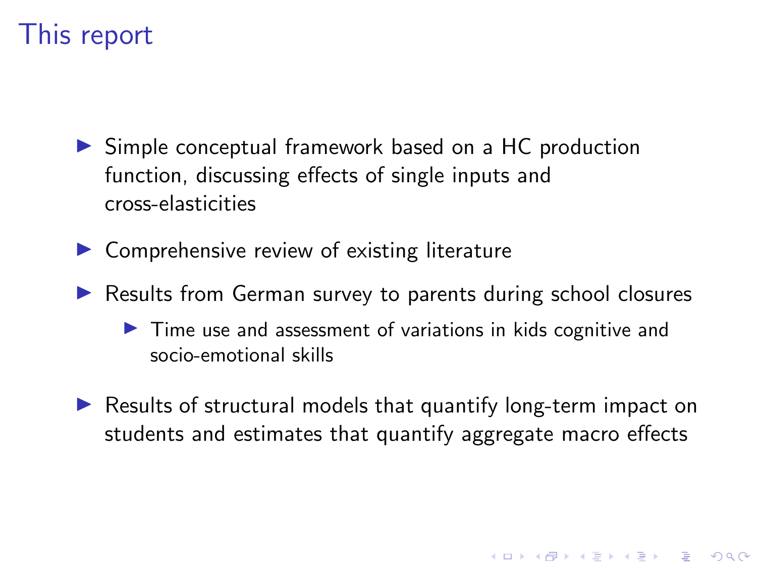# This report

- Simple conceptual framework based on a HC production function, discussing effects of single inputs and cross-elasticities
- Comprehensive review of existing literature
- Results from German survey to parents during school closures
  - Time use and assessment of variations in kids cognitive and socio-emotional skills
- Results of structural models that quantify long-term impact on students and estimates that quantify aggregate macro effects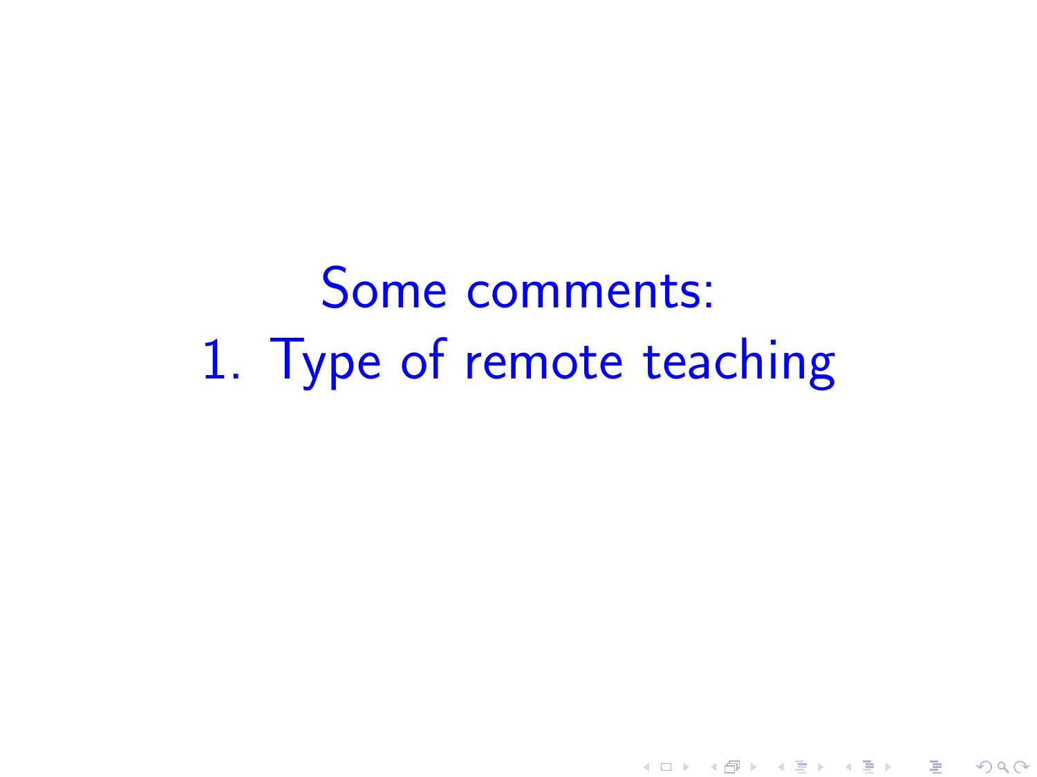# Some comments:
# 1. Type of remote teaching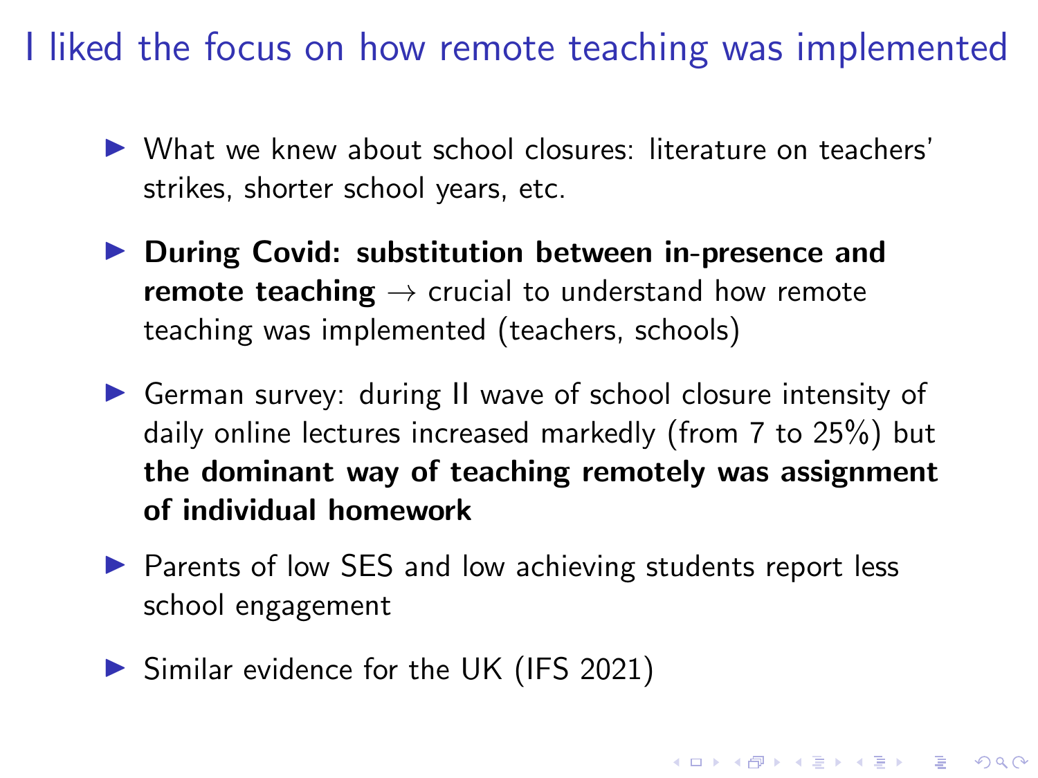# I liked the focus on how remote teaching was implemented

- What we knew about school closures: literature on teachers' strikes, shorter school years, etc.
- **During Covid: substitution between in-presence and remote teaching** → crucial to understand how remote teaching was implemented (teachers, schools)
- German survey: during II wave of school closure intensity of daily online lectures increased markedly (from 7 to 25%) but **the dominant way of teaching remotely was assignment of individual homework**
- Parents of low SES and low achieving students report less school engagement
- Similar evidence for the UK (IFS 2021)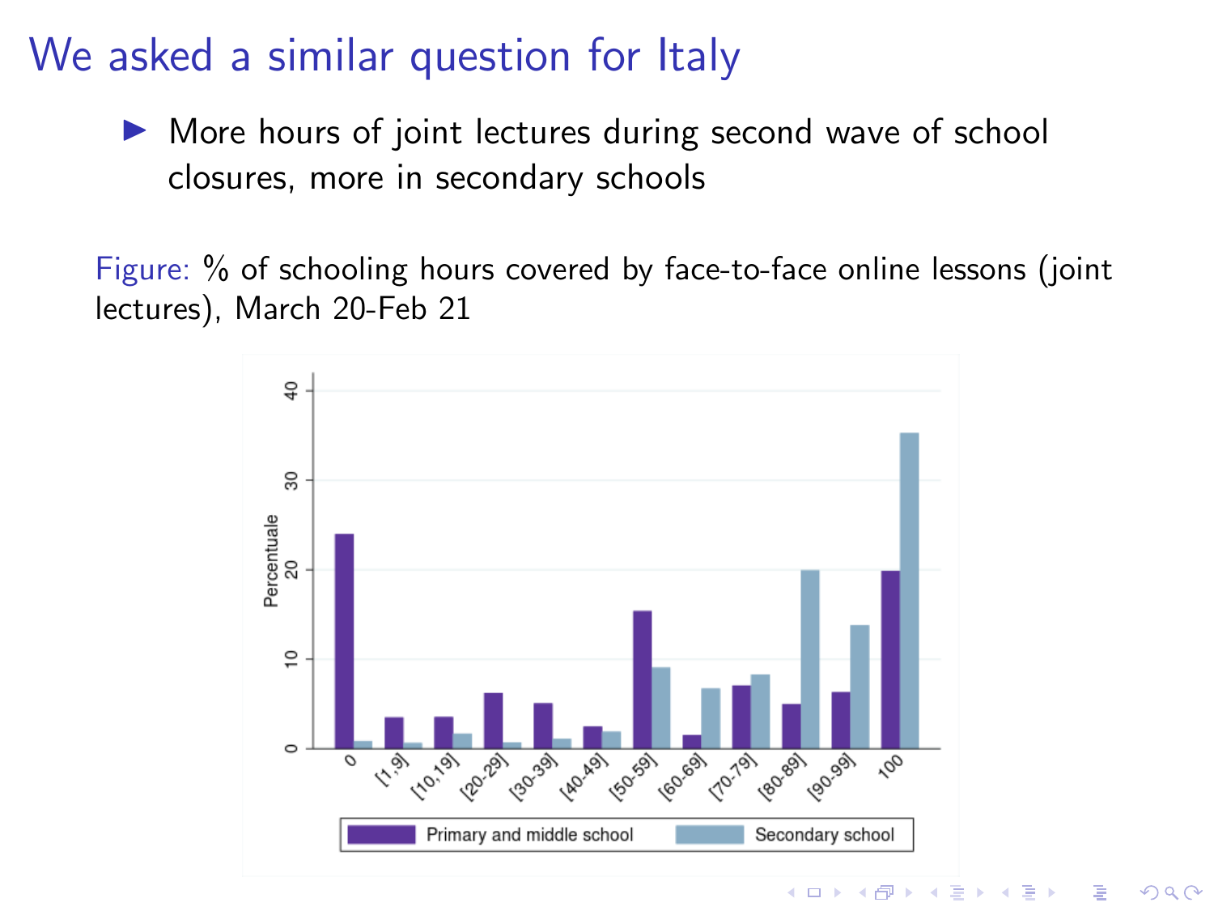# We asked a similar question for Italy

- More hours of joint lectures during second wave of school closures, more in secondary schools

Figure: % of schooling hours covered by face-to-face online lessons (joint lectures), March 20-Feb 21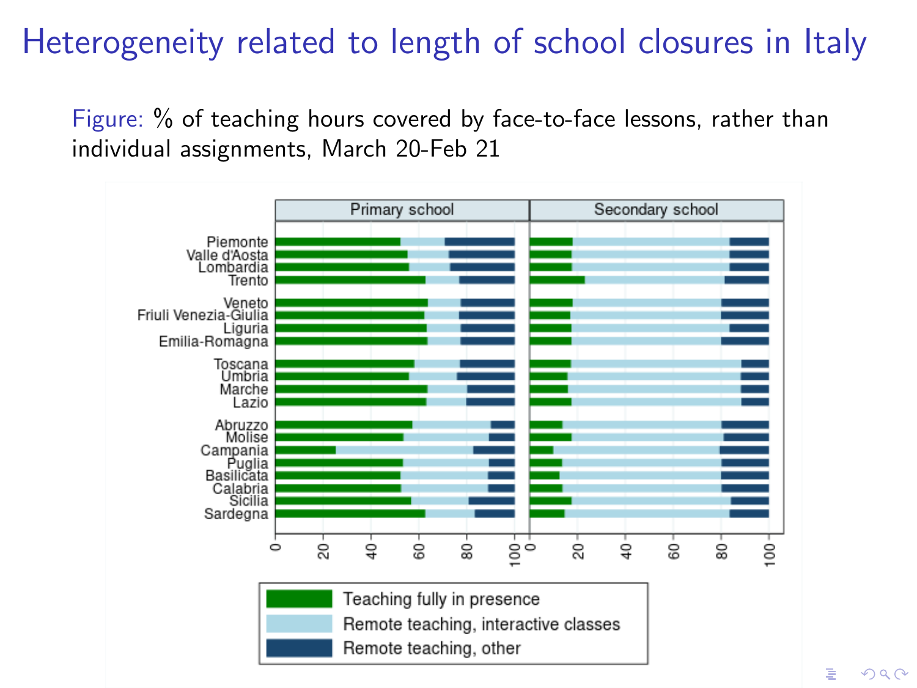# Heterogeneity related to length of school closures in Italy

Figure: % of teaching hours covered by face-to-face lessons, rather than individual assignments, March 20-Feb 21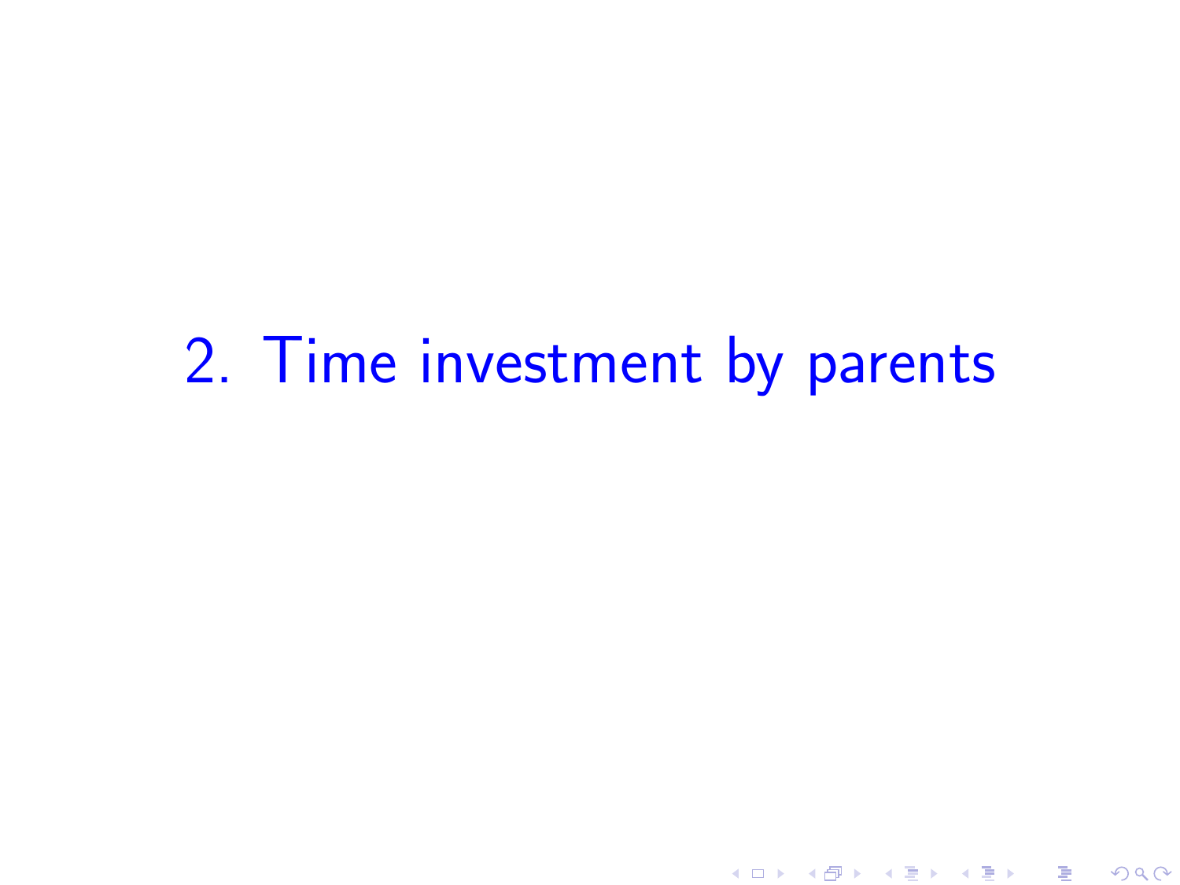# 2. Time investment by parents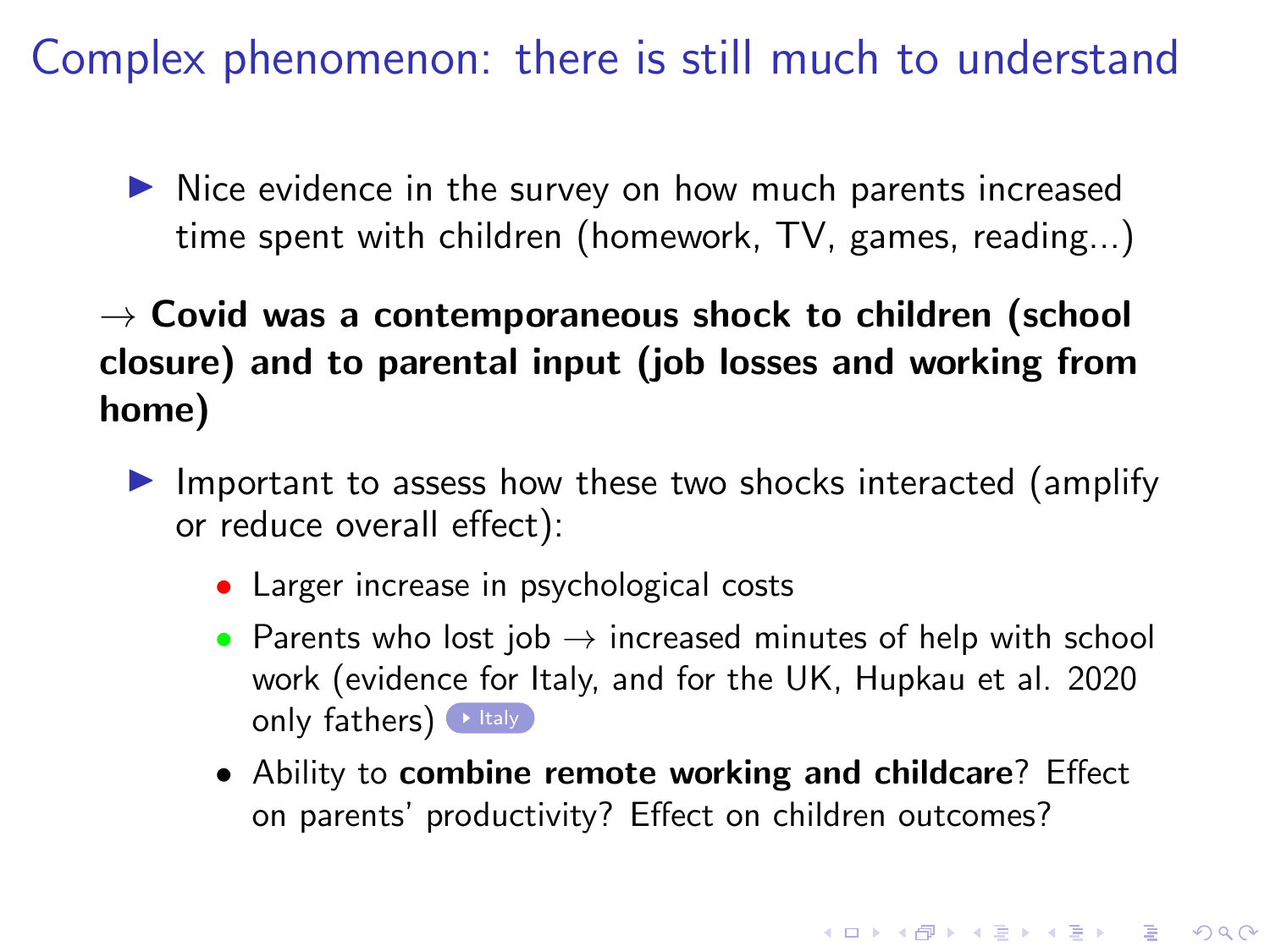# Complex phenomenon: there is still much to understand

- Nice evidence in the survey on how much parents increased time spent with children (homework, TV, games, reading...)

→ **Covid was a contemporaneous shock to children (school closure) and to parental input (job losses and working from home)**

- Important to assess how these two shocks interacted (amplify or reduce overall effect):
  - Larger increase in psychological costs
  - Parents who lost job → increased minutes of help with school work (evidence for Italy, and for the UK, Hupkau et al. 2020 only fathers) Italy
  - Ability to **combine remote working and childcare**? Effect on parents' productivity? Effect on children outcomes?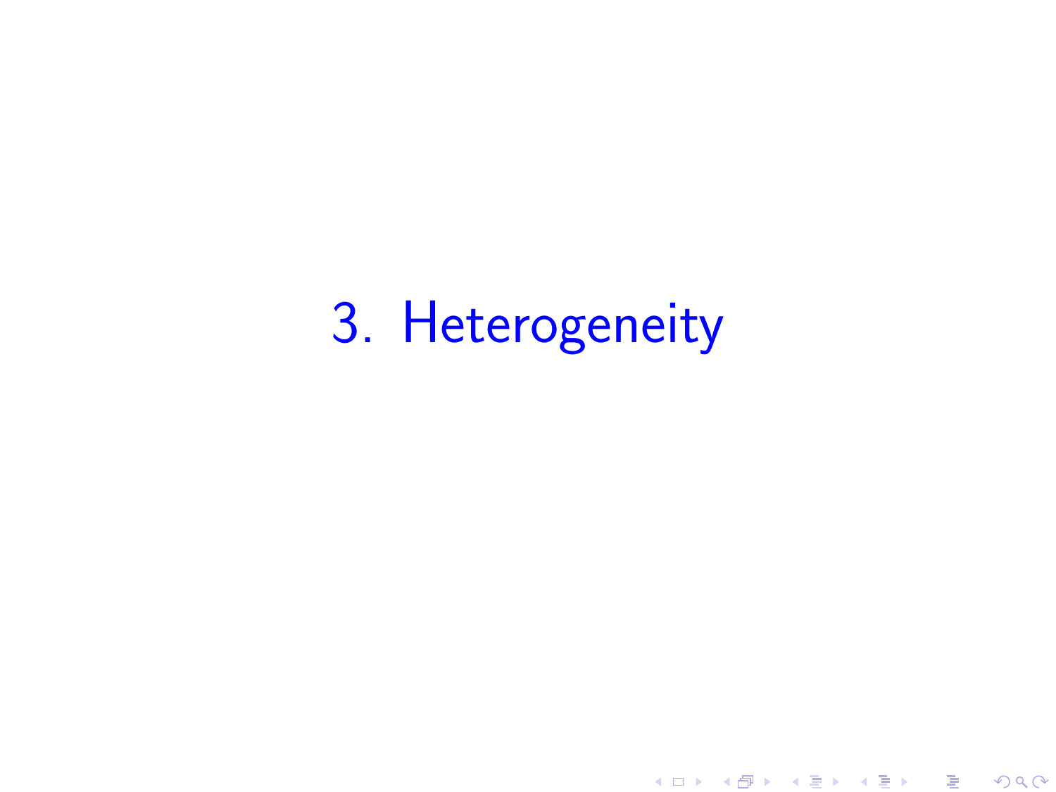# 3. Heterogeneity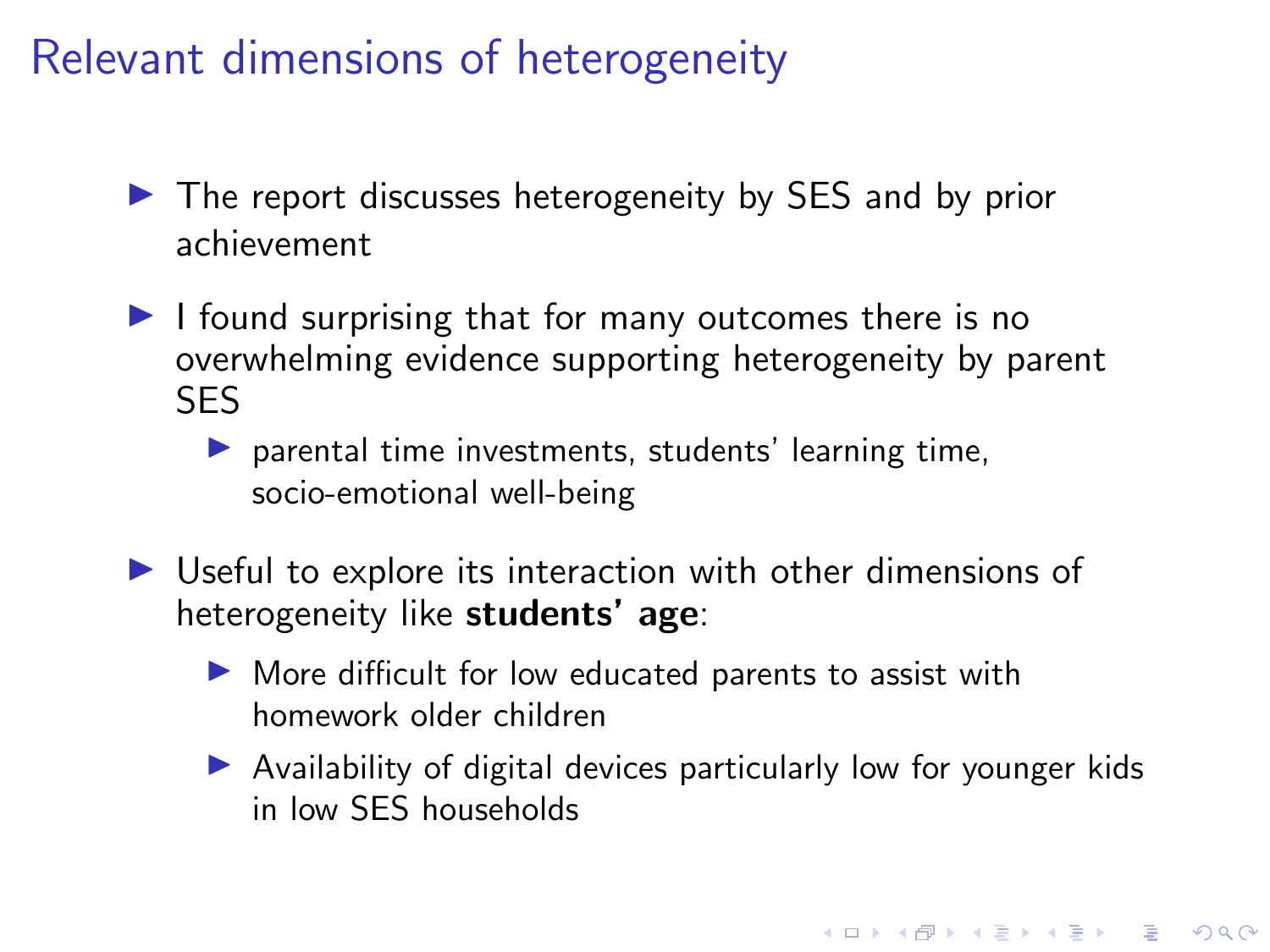# Relevant dimensions of heterogeneity

- The report discusses heterogeneity by SES and by prior achievement
- I found surprising that for many outcomes there is no overwhelming evidence supporting heterogeneity by parent SES
  - parental time investments, students' learning time, socio-emotional well-being
- Useful to explore its interaction with other dimensions of heterogeneity like **students' age**:
  - More difficult for low educated parents to assist with homework older children
  - Availability of digital devices particularly low for younger kids in low SES households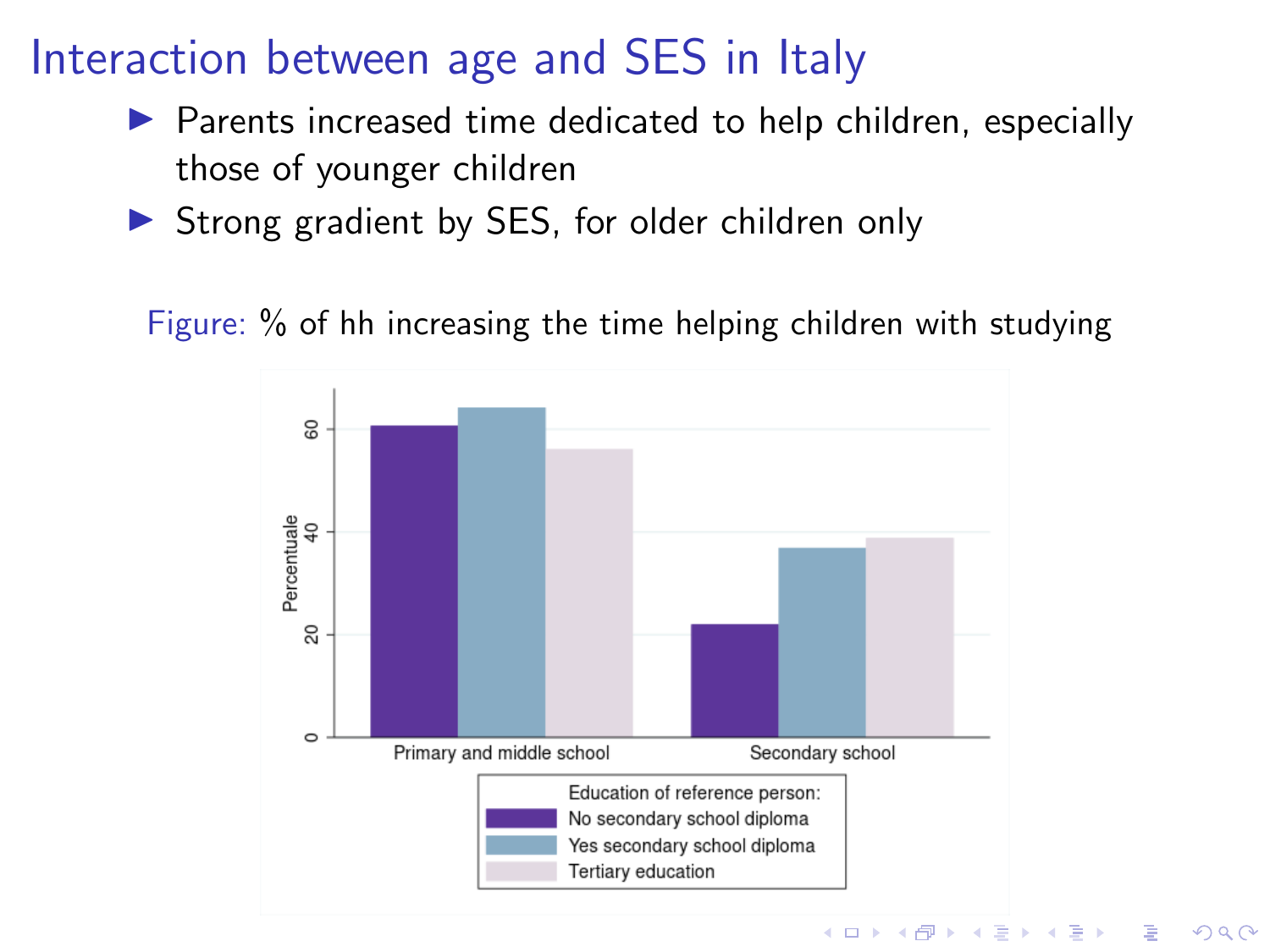# Interaction between age and SES in Italy

- Parents increased time dedicated to help children, especially those of younger children
- Strong gradient by SES, for older children only

Figure: % of hh increasing the time helping children with studying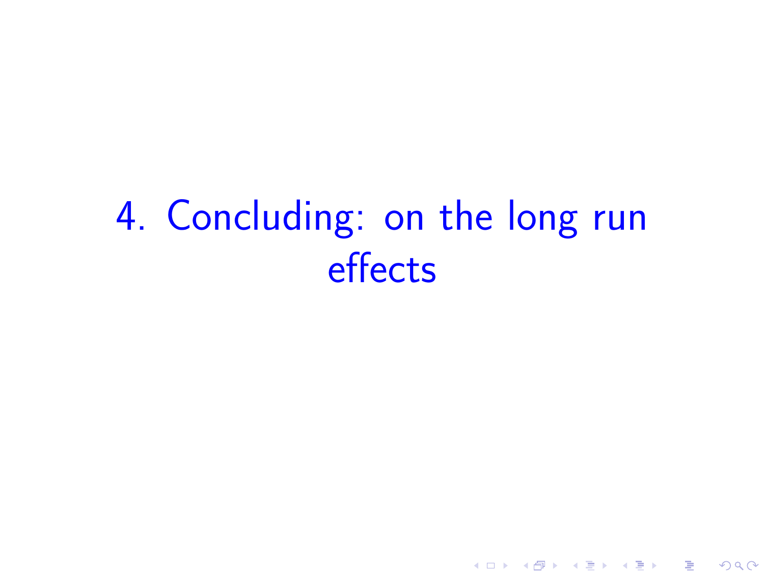# 4. Concluding: on the long run effects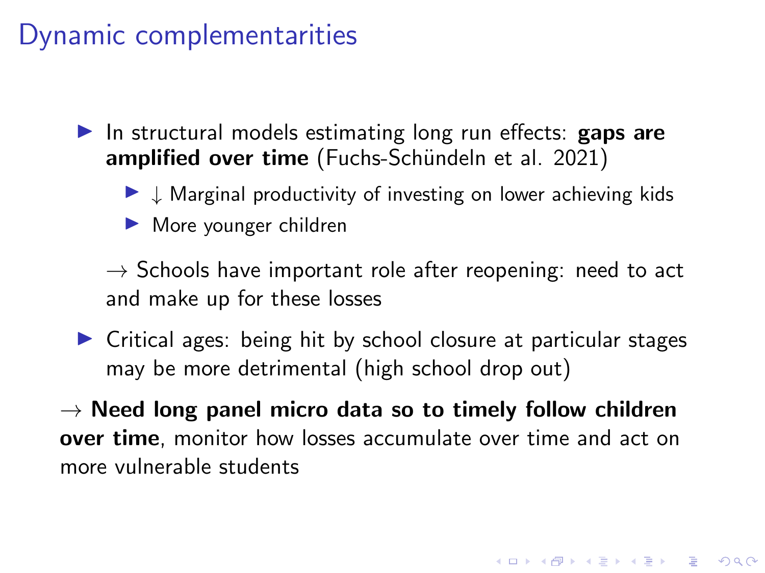# Dynamic complementarities

- In structural models estimating long run effects: **gaps are amplified over time** (Fuchs-Schündeln et al. 2021)
  - $\downarrow$ Marginal productivity of investing on lower achieving kids
  - More younger children

  $\rightarrow$ Schools have important role after reopening: need to act and make up for these losses

- Critical ages: being hit by school closure at particular stages may be more detrimental (high school drop out)

$\rightarrow$ **Need long panel micro data so to timely follow children over time**, monitor how losses accumulate over time and act on more vulnerable students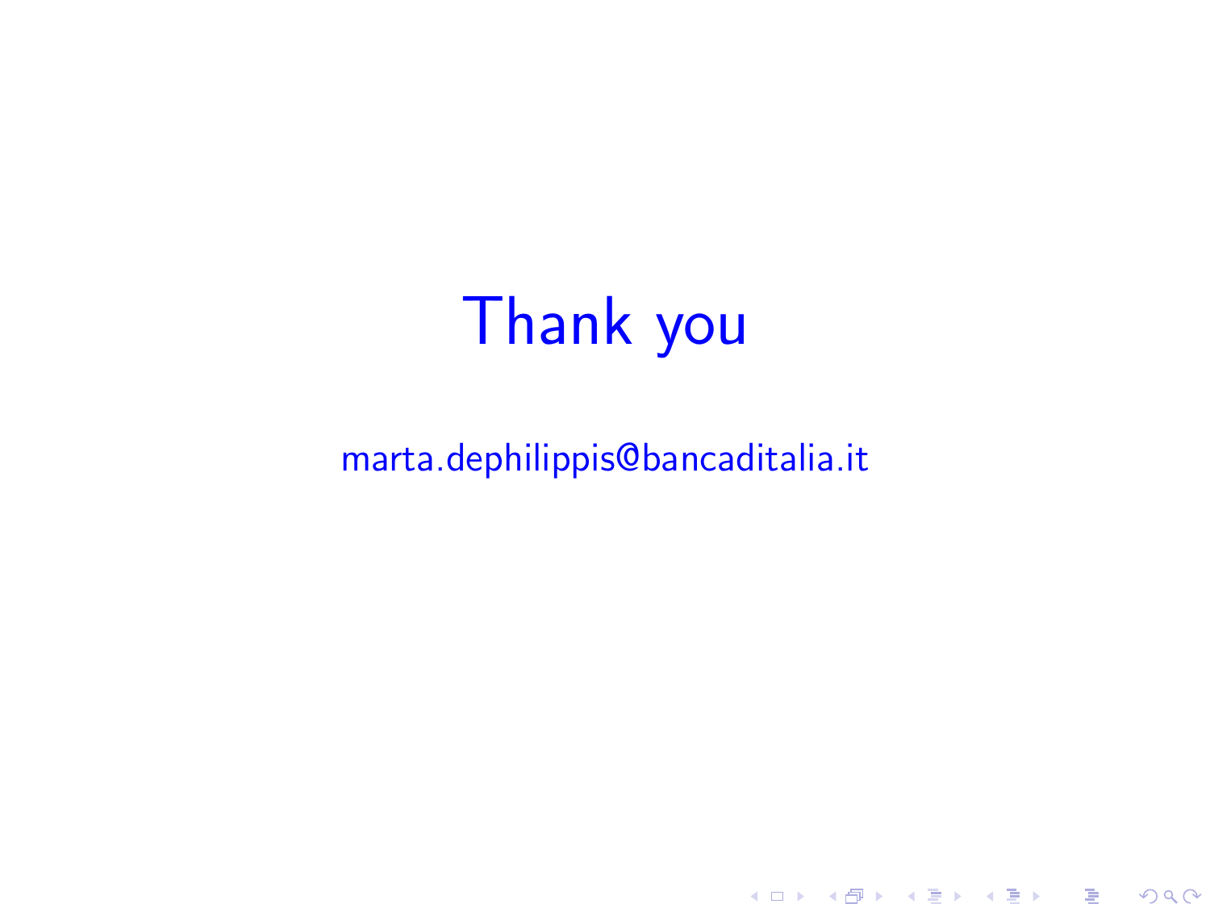# Thank you

marta.dephilippis@bancaditalia.it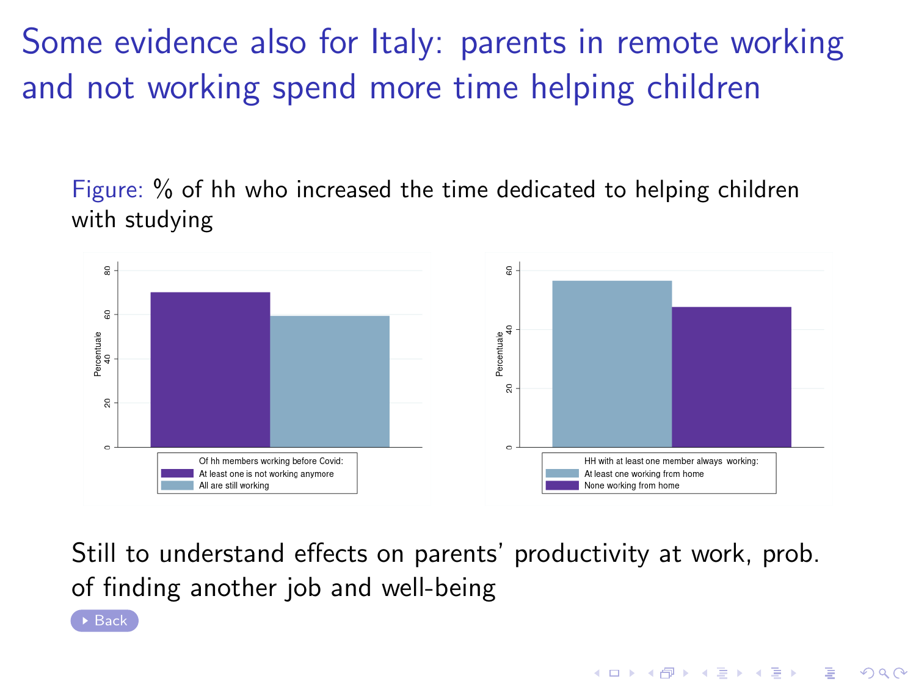# Some evidence also for Italy: parents in remote working and not working spend more time helping children

Figure: % of hh who increased the time dedicated to helping children with studying

Percentuale

0

20

40

60

80

Of hh members working before Covid:

At least one is not working anymore

All are still working

Percentuale

0

20

40

60

HH with at least one member always working:

At least one working from home

None working from home

Still to understand effects on parents' productivity at work, prob. of finding another job and well-being

Back